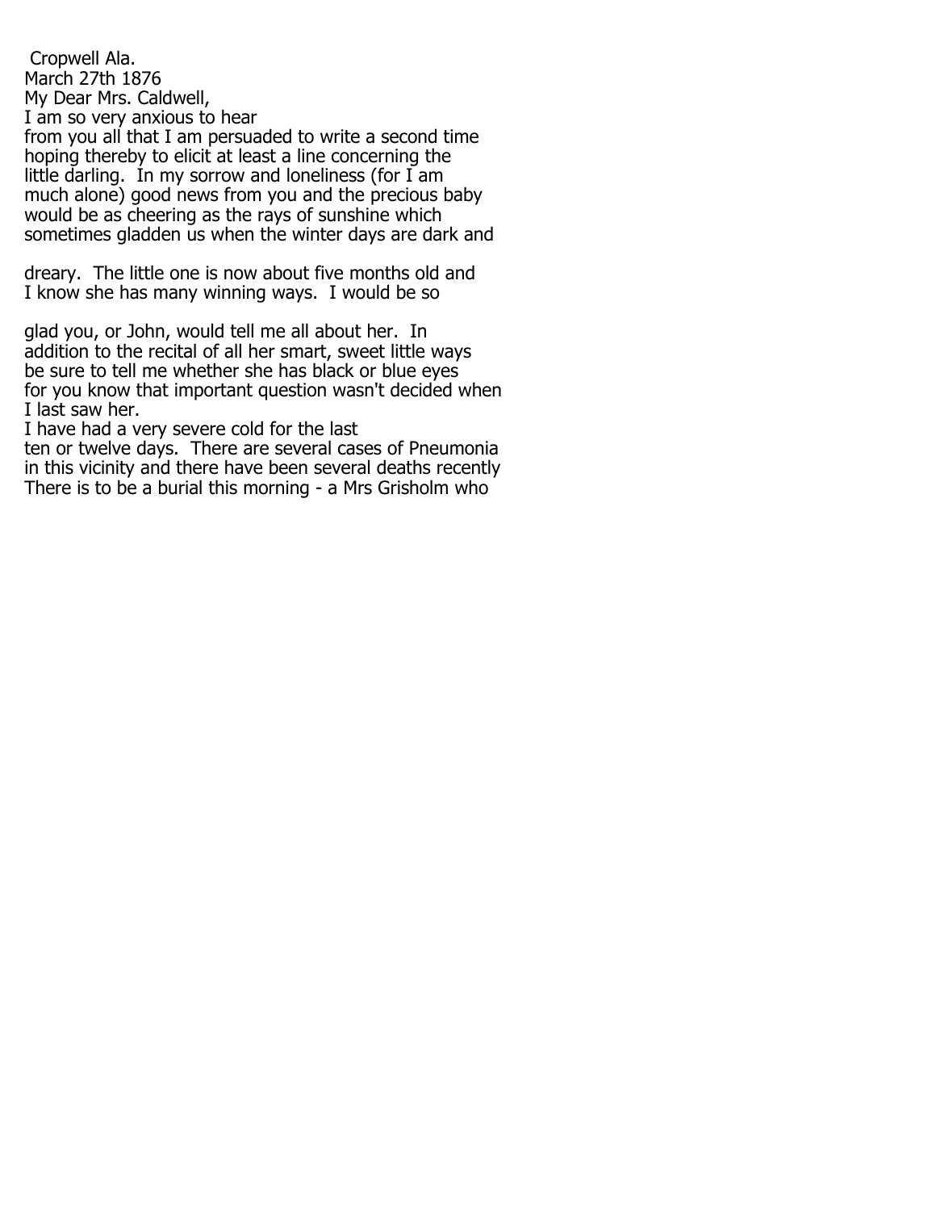Cropwell Ala.
March 27th 1876

My Dear Mrs. Caldwell,

I am so very anxious to hear from you all that I am persuaded to write a second time hoping thereby to elicit at least a line concerning the little darling. In my sorrow and loneliness (for I am much alone) good news from you and the precious baby would be as cheering as the rays of sunshine which sometimes gladden us when the winter days are dark and

dreary. The little one is now about five months old and I know she has many winning ways. I would be so

glad you, or John, would tell me all about her. In addition to the recital of all her smart, sweet little ways be sure to tell me whether she has black or blue eyes for you know that important question wasn't decided when I last saw her.

I have had a very severe cold for the last ten or twelve days. There are several cases of Pneumonia in this vicinity and there have been several deaths recently There is to be a burial this morning - a Mrs Grisholm who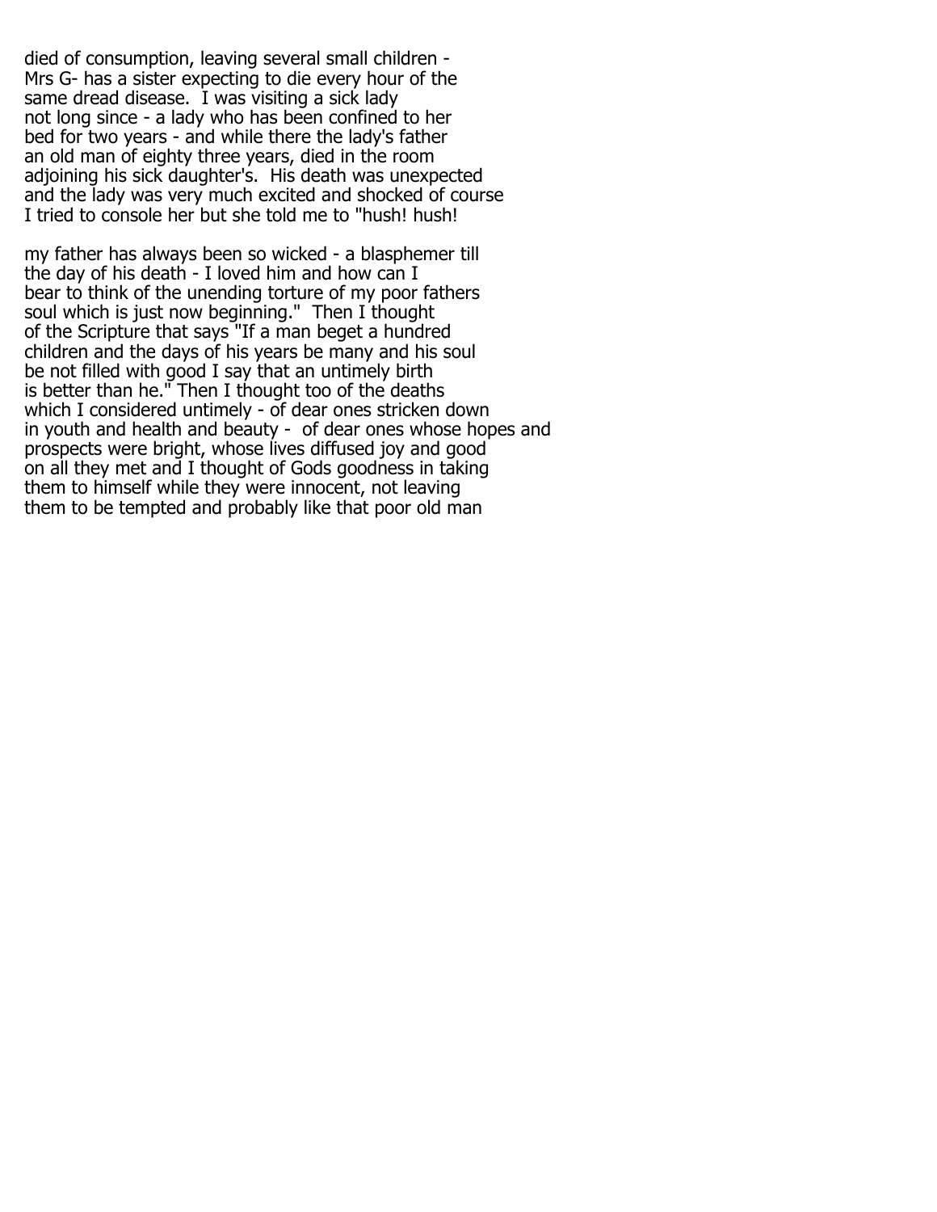died of consumption, leaving several small children - Mrs G- has a sister expecting to die every hour of the same dread disease. I was visiting a sick lady not long since - a lady who has been confined to her bed for two years - and while there the lady's father an old man of eighty three years, died in the room adjoining his sick daughter's. His death was unexpected and the lady was very much excited and shocked of course I tried to console her but she told me to "hush! hush!

my father has always been so wicked - a blasphemer till the day of his death - I loved him and how can I bear to think of the unending torture of my poor fathers soul which is just now beginning." Then I thought of the Scripture that says "If a man beget a hundred children and the days of his years be many and his soul be not filled with good I say that an untimely birth is better than he." Then I thought too of the deaths which I considered untimely - of dear ones stricken down in youth and health and beauty - of dear ones whose hopes and prospects were bright, whose lives diffused joy and good on all they met and I thought of Gods goodness in taking them to himself while they were innocent, not leaving them to be tempted and probably like that poor old man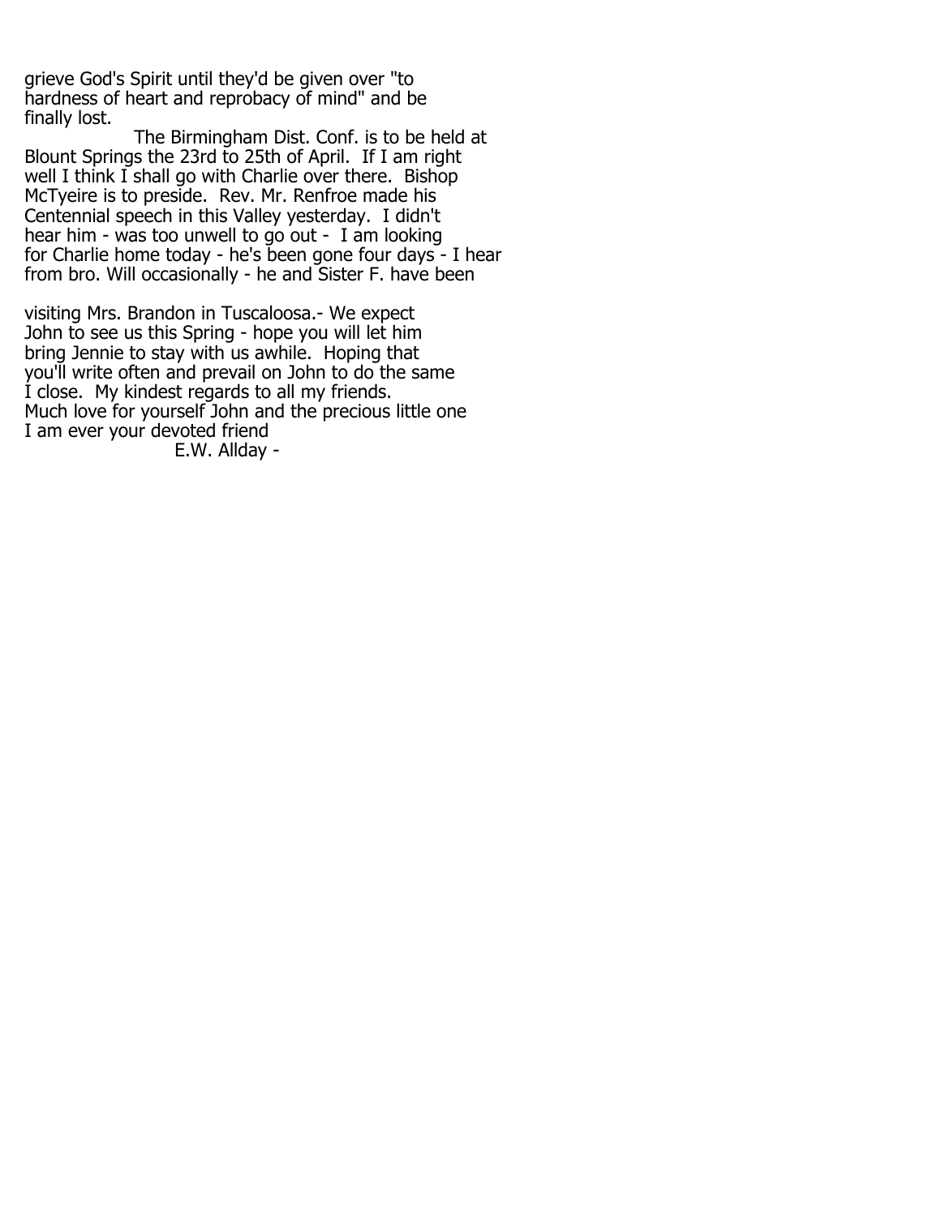grieve God's Spirit until they'd be given over "to hardness of heart and reprobacy of mind" and be finally lost.

The Birmingham Dist. Conf. is to be held at Blount Springs the 23rd to 25th of April. If I am right well I think I shall go with Charlie over there. Bishop McTyeire is to preside. Rev. Mr. Renfroe made his Centennial speech in this Valley yesterday. I didn't hear him - was too unwell to go out - I am looking for Charlie home today - he's been gone four days - I hear from bro. Will occasionally - he and Sister F. have been

visiting Mrs. Brandon in Tuscaloosa.- We expect John to see us this Spring - hope you will let him bring Jennie to stay with us awhile. Hoping that you'll write often and prevail on John to do the same I close. My kindest regards to all my friends. Much love for yourself John and the precious little one I am ever your devoted friend

E.W. Allday -